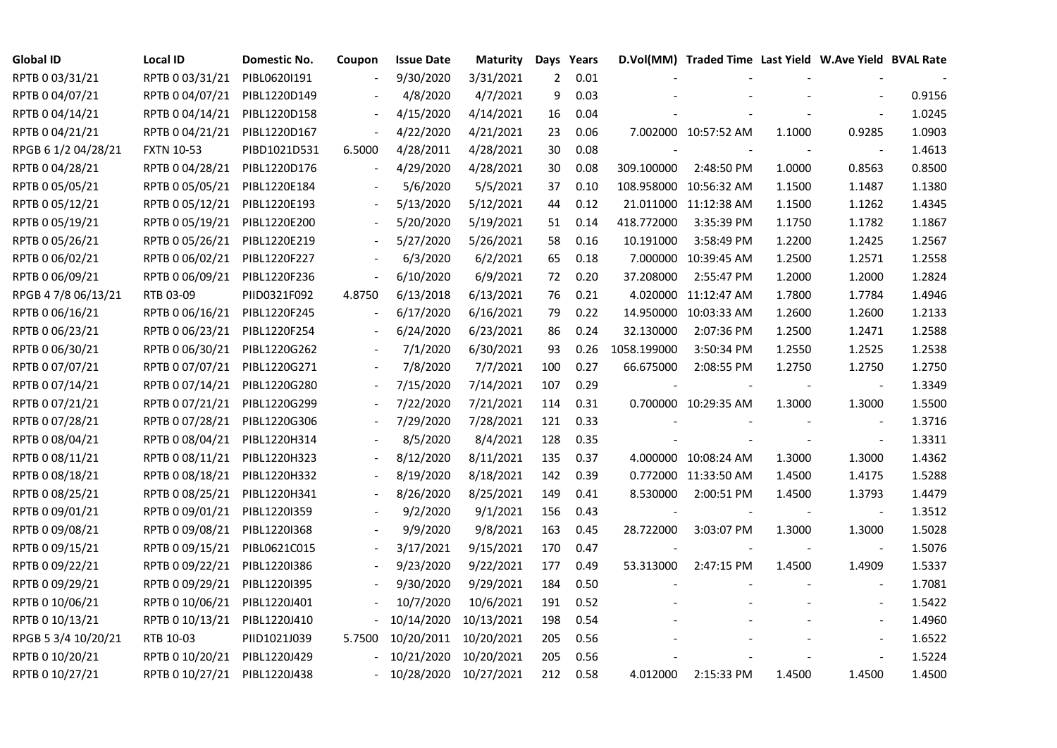| Global ID | Local ID | Domestic No. | Coupon | Issue Date | Maturity | Days | Years | D.Vol(MM) | Traded Time | Last Yield | W.Ave Yield | BVAL Rate |
|---|---|---|---|---|---|---|---|---|---|---|---|---|
| RPTB 0 03/31/21 | RPTB 0 03/31/21 | PIBL0620I191 | - | 9/30/2020 | 3/31/2021 | 2 | 0.01 | - | - | - | - | - |
| RPTB 0 04/07/21 | RPTB 0 04/07/21 | PIBL1220D149 | - | 4/8/2020 | 4/7/2021 | 9 | 0.03 | - | - | - | - | 0.9156 |
| RPTB 0 04/14/21 | RPTB 0 04/14/21 | PIBL1220D158 | - | 4/15/2020 | 4/14/2021 | 16 | 0.04 | - | - | - | - | 1.0245 |
| RPTB 0 04/21/21 | RPTB 0 04/21/21 | PIBL1220D167 | - | 4/22/2020 | 4/21/2021 | 23 | 0.06 | 7.002000 | 10:57:52 AM | 1.1000 | 0.9285 | 1.0903 |
| RPGB 6 1/2 04/28/21 | FXTN 10-53 | PIBD1021D531 | 6.5000 | 4/28/2011 | 4/28/2021 | 30 | 0.08 | - | - | - | - | 1.4613 |
| RPTB 0 04/28/21 | RPTB 0 04/28/21 | PIBL1220D176 | - | 4/29/2020 | 4/28/2021 | 30 | 0.08 | 309.100000 | 2:48:50 PM | 1.0000 | 0.8563 | 0.8500 |
| RPTB 0 05/05/21 | RPTB 0 05/05/21 | PIBL1220E184 | - | 5/6/2020 | 5/5/2021 | 37 | 0.10 | 108.958000 | 10:56:32 AM | 1.1500 | 1.1487 | 1.1380 |
| RPTB 0 05/12/21 | RPTB 0 05/12/21 | PIBL1220E193 | - | 5/13/2020 | 5/12/2021 | 44 | 0.12 | 21.011000 | 11:12:38 AM | 1.1500 | 1.1262 | 1.4345 |
| RPTB 0 05/19/21 | RPTB 0 05/19/21 | PIBL1220E200 | - | 5/20/2020 | 5/19/2021 | 51 | 0.14 | 418.772000 | 3:35:39 PM | 1.1750 | 1.1782 | 1.1867 |
| RPTB 0 05/26/21 | RPTB 0 05/26/21 | PIBL1220E219 | - | 5/27/2020 | 5/26/2021 | 58 | 0.16 | 10.191000 | 3:58:49 PM | 1.2200 | 1.2425 | 1.2567 |
| RPTB 0 06/02/21 | RPTB 0 06/02/21 | PIBL1220F227 | - | 6/3/2020 | 6/2/2021 | 65 | 0.18 | 7.000000 | 10:39:45 AM | 1.2500 | 1.2571 | 1.2558 |
| RPTB 0 06/09/21 | RPTB 0 06/09/21 | PIBL1220F236 | - | 6/10/2020 | 6/9/2021 | 72 | 0.20 | 37.208000 | 2:55:47 PM | 1.2000 | 1.2000 | 1.2824 |
| RPGB 4 7/8 06/13/21 | RTB 03-09 | PIID0321F092 | 4.8750 | 6/13/2018 | 6/13/2021 | 76 | 0.21 | 4.020000 | 11:12:47 AM | 1.7800 | 1.7784 | 1.4946 |
| RPTB 0 06/16/21 | RPTB 0 06/16/21 | PIBL1220F245 | - | 6/17/2020 | 6/16/2021 | 79 | 0.22 | 14.950000 | 10:03:33 AM | 1.2600 | 1.2600 | 1.2133 |
| RPTB 0 06/23/21 | RPTB 0 06/23/21 | PIBL1220F254 | - | 6/24/2020 | 6/23/2021 | 86 | 0.24 | 32.130000 | 2:07:36 PM | 1.2500 | 1.2471 | 1.2588 |
| RPTB 0 06/30/21 | RPTB 0 06/30/21 | PIBL1220G262 | - | 7/1/2020 | 6/30/2021 | 93 | 0.26 | 1058.199000 | 3:50:34 PM | 1.2550 | 1.2525 | 1.2538 |
| RPTB 0 07/07/21 | RPTB 0 07/07/21 | PIBL1220G271 | - | 7/8/2020 | 7/7/2021 | 100 | 0.27 | 66.675000 | 2:08:55 PM | 1.2750 | 1.2750 | 1.2750 |
| RPTB 0 07/14/21 | RPTB 0 07/14/21 | PIBL1220G280 | - | 7/15/2020 | 7/14/2021 | 107 | 0.29 | - | - | - | - | 1.3349 |
| RPTB 0 07/21/21 | RPTB 0 07/21/21 | PIBL1220G299 | - | 7/22/2020 | 7/21/2021 | 114 | 0.31 | 0.700000 | 10:29:35 AM | 1.3000 | 1.3000 | 1.5500 |
| RPTB 0 07/28/21 | RPTB 0 07/28/21 | PIBL1220G306 | - | 7/29/2020 | 7/28/2021 | 121 | 0.33 | - | - | - | - | 1.3716 |
| RPTB 0 08/04/21 | RPTB 0 08/04/21 | PIBL1220H314 | - | 8/5/2020 | 8/4/2021 | 128 | 0.35 | - | - | - | - | 1.3311 |
| RPTB 0 08/11/21 | RPTB 0 08/11/21 | PIBL1220H323 | - | 8/12/2020 | 8/11/2021 | 135 | 0.37 | 4.000000 | 10:08:24 AM | 1.3000 | 1.3000 | 1.4362 |
| RPTB 0 08/18/21 | RPTB 0 08/18/21 | PIBL1220H332 | - | 8/19/2020 | 8/18/2021 | 142 | 0.39 | 0.772000 | 11:33:50 AM | 1.4500 | 1.4175 | 1.5288 |
| RPTB 0 08/25/21 | RPTB 0 08/25/21 | PIBL1220H341 | - | 8/26/2020 | 8/25/2021 | 149 | 0.41 | 8.530000 | 2:00:51 PM | 1.4500 | 1.3793 | 1.4479 |
| RPTB 0 09/01/21 | RPTB 0 09/01/21 | PIBL1220I359 | - | 9/2/2020 | 9/1/2021 | 156 | 0.43 | - | - | - | - | 1.3512 |
| RPTB 0 09/08/21 | RPTB 0 09/08/21 | PIBL1220I368 | - | 9/9/2020 | 9/8/2021 | 163 | 0.45 | 28.722000 | 3:03:07 PM | 1.3000 | 1.3000 | 1.5028 |
| RPTB 0 09/15/21 | RPTB 0 09/15/21 | PIBL0621C015 | - | 3/17/2021 | 9/15/2021 | 170 | 0.47 | - | - | - | - | 1.5076 |
| RPTB 0 09/22/21 | RPTB 0 09/22/21 | PIBL1220I386 | - | 9/23/2020 | 9/22/2021 | 177 | 0.49 | 53.313000 | 2:47:15 PM | 1.4500 | 1.4909 | 1.5337 |
| RPTB 0 09/29/21 | RPTB 0 09/29/21 | PIBL1220I395 | - | 9/30/2020 | 9/29/2021 | 184 | 0.50 | - | - | - | - | 1.7081 |
| RPTB 0 10/06/21 | RPTB 0 10/06/21 | PIBL1220J401 | - | 10/7/2020 | 10/6/2021 | 191 | 0.52 | - | - | - | - | 1.5422 |
| RPTB 0 10/13/21 | RPTB 0 10/13/21 | PIBL1220J410 | - | 10/14/2020 | 10/13/2021 | 198 | 0.54 | - | - | - | - | 1.4960 |
| RPGB 5 3/4 10/20/21 | RTB 10-03 | PIID1021J039 | 5.7500 | 10/20/2011 | 10/20/2021 | 205 | 0.56 | - | - | - | - | 1.6522 |
| RPTB 0 10/20/21 | RPTB 0 10/20/21 | PIBL1220J429 | - | 10/21/2020 | 10/20/2021 | 205 | 0.56 | - | - | - | - | 1.5224 |
| RPTB 0 10/27/21 | RPTB 0 10/27/21 | PIBL1220J438 | - | 10/28/2020 | 10/27/2021 | 212 | 0.58 | 4.012000 | 2:15:33 PM | 1.4500 | 1.4500 | 1.4500 |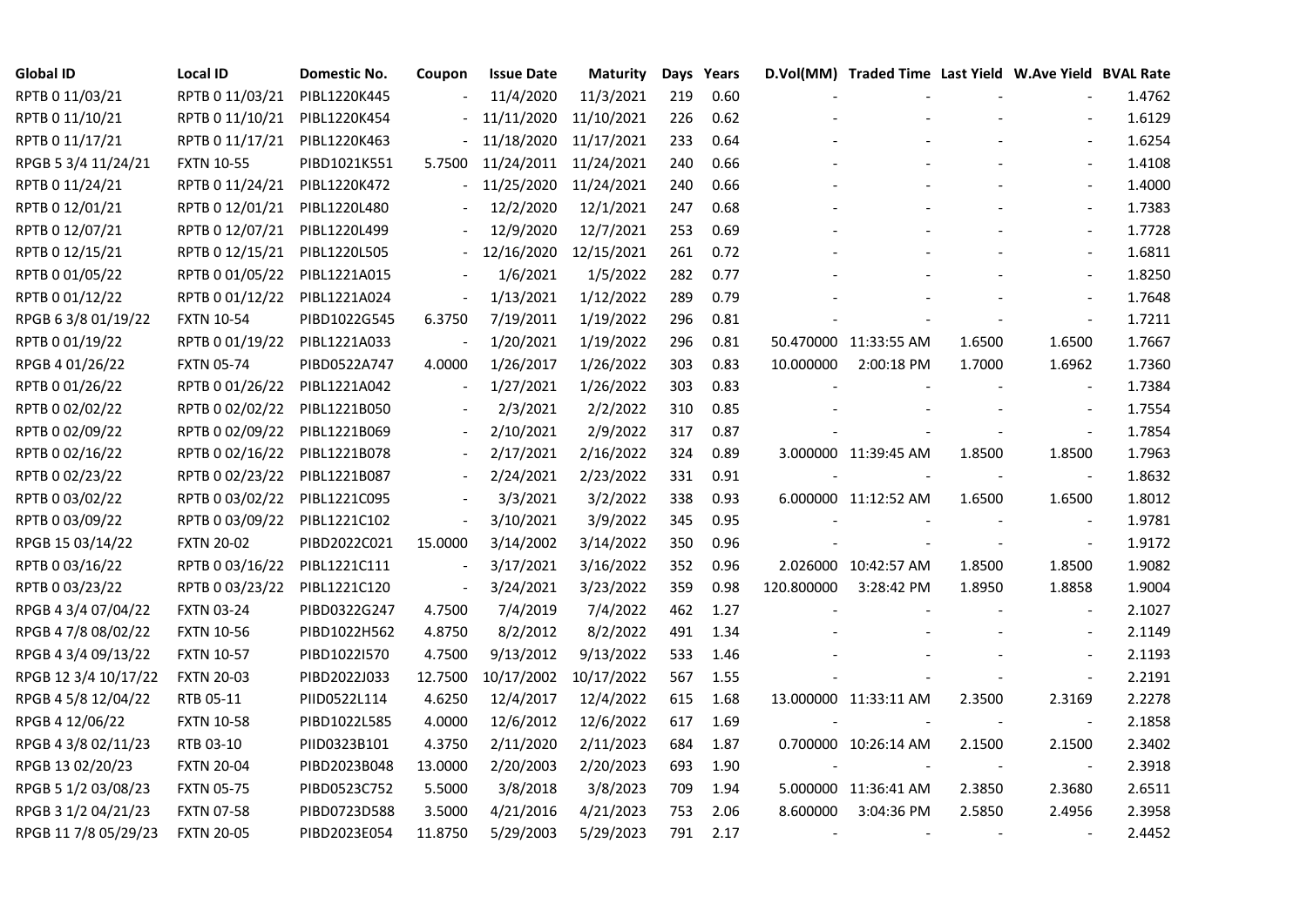| Global ID | Local ID | Domestic No. | Coupon | Issue Date | Maturity | Days | Years | D.Vol(MM) | Traded Time | Last Yield | W.Ave Yield | BVAL Rate |
|---|---|---|---|---|---|---|---|---|---|---|---|---|
| RPTB 0 11/03/21 | RPTB 0 11/03/21 | PIBL1220K445 | - | 11/4/2020 | 11/3/2021 | 219 | 0.60 | - | - | - | - | 1.4762 |
| RPTB 0 11/10/21 | RPTB 0 11/10/21 | PIBL1220K454 | - | 11/11/2020 | 11/10/2021 | 226 | 0.62 | - | - | - | - | 1.6129 |
| RPTB 0 11/17/21 | RPTB 0 11/17/21 | PIBL1220K463 | - | 11/18/2020 | 11/17/2021 | 233 | 0.64 | - | - | - | - | 1.6254 |
| RPGB 5 3/4 11/24/21 | FXTN 10-55 | PIBD1021K551 | 5.7500 | 11/24/2011 | 11/24/2021 | 240 | 0.66 | - | - | - | - | 1.4108 |
| RPTB 0 11/24/21 | RPTB 0 11/24/21 | PIBL1220K472 | - | 11/25/2020 | 11/24/2021 | 240 | 0.66 | - | - | - | - | 1.4000 |
| RPTB 0 12/01/21 | RPTB 0 12/01/21 | PIBL1220L480 | - | 12/2/2020 | 12/1/2021 | 247 | 0.68 | - | - | - | - | 1.7383 |
| RPTB 0 12/07/21 | RPTB 0 12/07/21 | PIBL1220L499 | - | 12/9/2020 | 12/7/2021 | 253 | 0.69 | - | - | - | - | 1.7728 |
| RPTB 0 12/15/21 | RPTB 0 12/15/21 | PIBL1220L505 | - | 12/16/2020 | 12/15/2021 | 261 | 0.72 | - | - | - | - | 1.6811 |
| RPTB 0 01/05/22 | RPTB 0 01/05/22 | PIBL1221A015 | - | 1/6/2021 | 1/5/2022 | 282 | 0.77 | - | - | - | - | 1.8250 |
| RPTB 0 01/12/22 | RPTB 0 01/12/22 | PIBL1221A024 | - | 1/13/2021 | 1/12/2022 | 289 | 0.79 | - | - | - | - | 1.7648 |
| RPGB 6 3/8 01/19/22 | FXTN 10-54 | PIBD1022G545 | 6.3750 | 7/19/2011 | 1/19/2022 | 296 | 0.81 | - | - | - | - | 1.7211 |
| RPTB 0 01/19/22 | RPTB 0 01/19/22 | PIBL1221A033 | - | 1/20/2021 | 1/19/2022 | 296 | 0.81 | 50.470000 | 11:33:55 AM | 1.6500 | 1.6500 | 1.7667 |
| RPGB 4 01/26/22 | FXTN 05-74 | PIBD0522A747 | 4.0000 | 1/26/2017 | 1/26/2022 | 303 | 0.83 | 10.000000 | 2:00:18 PM | 1.7000 | 1.6962 | 1.7360 |
| RPTB 0 01/26/22 | RPTB 0 01/26/22 | PIBL1221A042 | - | 1/27/2021 | 1/26/2022 | 303 | 0.83 | - | - | - | - | 1.7384 |
| RPTB 0 02/02/22 | RPTB 0 02/02/22 | PIBL1221B050 | - | 2/3/2021 | 2/2/2022 | 310 | 0.85 | - | - | - | - | 1.7554 |
| RPTB 0 02/09/22 | RPTB 0 02/09/22 | PIBL1221B069 | - | 2/10/2021 | 2/9/2022 | 317 | 0.87 | - | - | - | - | 1.7854 |
| RPTB 0 02/16/22 | RPTB 0 02/16/22 | PIBL1221B078 | - | 2/17/2021 | 2/16/2022 | 324 | 0.89 | 3.000000 | 11:39:45 AM | 1.8500 | 1.8500 | 1.7963 |
| RPTB 0 02/23/22 | RPTB 0 02/23/22 | PIBL1221B087 | - | 2/24/2021 | 2/23/2022 | 331 | 0.91 | - | - | - | - | 1.8632 |
| RPTB 0 03/02/22 | RPTB 0 03/02/22 | PIBL1221C095 | - | 3/3/2021 | 3/2/2022 | 338 | 0.93 | 6.000000 | 11:12:52 AM | 1.6500 | 1.6500 | 1.8012 |
| RPTB 0 03/09/22 | RPTB 0 03/09/22 | PIBL1221C102 | - | 3/10/2021 | 3/9/2022 | 345 | 0.95 | - | - | - | - | 1.9781 |
| RPGB 15 03/14/22 | FXTN 20-02 | PIBD2022C021 | 15.0000 | 3/14/2002 | 3/14/2022 | 350 | 0.96 | - | - | - | - | 1.9172 |
| RPTB 0 03/16/22 | RPTB 0 03/16/22 | PIBL1221C111 | - | 3/17/2021 | 3/16/2022 | 352 | 0.96 | 2.026000 | 10:42:57 AM | 1.8500 | 1.8500 | 1.9082 |
| RPTB 0 03/23/22 | RPTB 0 03/23/22 | PIBL1221C120 | - | 3/24/2021 | 3/23/2022 | 359 | 0.98 | 120.800000 | 3:28:42 PM | 1.8950 | 1.8858 | 1.9004 |
| RPGB 4 3/4 07/04/22 | FXTN 03-24 | PIBD0322G247 | 4.7500 | 7/4/2019 | 7/4/2022 | 462 | 1.27 | - | - | - | - | 2.1027 |
| RPGB 4 7/8 08/02/22 | FXTN 10-56 | PIBD1022H562 | 4.8750 | 8/2/2012 | 8/2/2022 | 491 | 1.34 | - | - | - | - | 2.1149 |
| RPGB 4 3/4 09/13/22 | FXTN 10-57 | PIBD1022I570 | 4.7500 | 9/13/2012 | 9/13/2022 | 533 | 1.46 | - | - | - | - | 2.1193 |
| RPGB 12 3/4 10/17/22 | FXTN 20-03 | PIBD2022J033 | 12.7500 | 10/17/2002 | 10/17/2022 | 567 | 1.55 | - | - | - | - | 2.2191 |
| RPGB 4 5/8 12/04/22 | RTB 05-11 | PIID0522L114 | 4.6250 | 12/4/2017 | 12/4/2022 | 615 | 1.68 | 13.000000 | 11:33:11 AM | 2.3500 | 2.3169 | 2.2278 |
| RPGB 4 12/06/22 | FXTN 10-58 | PIBD1022L585 | 4.0000 | 12/6/2012 | 12/6/2022 | 617 | 1.69 | - | - | - | - | 2.1858 |
| RPGB 4 3/8 02/11/23 | RTB 03-10 | PIID0323B101 | 4.3750 | 2/11/2020 | 2/11/2023 | 684 | 1.87 | 0.700000 | 10:26:14 AM | 2.1500 | 2.1500 | 2.3402 |
| RPGB 13 02/20/23 | FXTN 20-04 | PIBD2023B048 | 13.0000 | 2/20/2003 | 2/20/2023 | 693 | 1.90 | - | - | - | - | 2.3918 |
| RPGB 5 1/2 03/08/23 | FXTN 05-75 | PIBD0523C752 | 5.5000 | 3/8/2018 | 3/8/2023 | 709 | 1.94 | 5.000000 | 11:36:41 AM | 2.3850 | 2.3680 | 2.6511 |
| RPGB 3 1/2 04/21/23 | FXTN 07-58 | PIBD0723D588 | 3.5000 | 4/21/2016 | 4/21/2023 | 753 | 2.06 | 8.600000 | 3:04:36 PM | 2.5850 | 2.4956 | 2.3958 |
| RPGB 11 7/8 05/29/23 | FXTN 20-05 | PIBD2023E054 | 11.8750 | 5/29/2003 | 5/29/2023 | 791 | 2.17 | - | - | - | - | 2.4452 |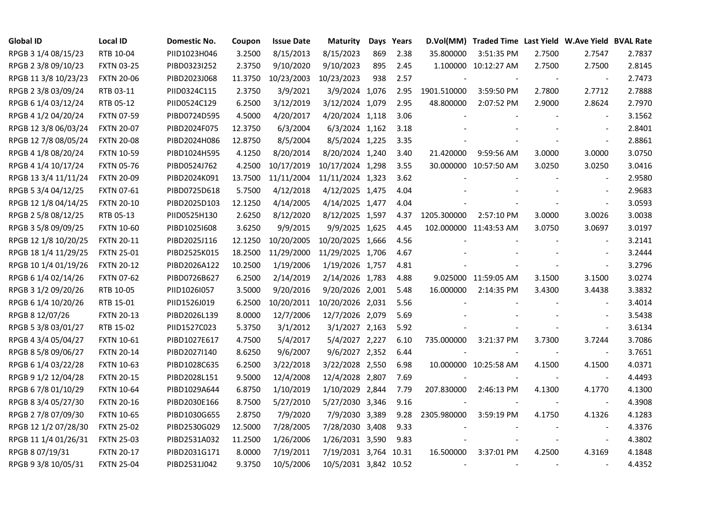| Global ID | Local ID | Domestic No. | Coupon | Issue Date | Maturity | Days | Years | D.Vol(MM) | Traded Time | Last Yield | W.Ave Yield | BVAL Rate |
|---|---|---|---|---|---|---|---|---|---|---|---|---|
| RPGB 3 1/4 08/15/23 | RTB 10-04 | PIID1023H046 | 3.2500 | 8/15/2013 | 8/15/2023 | 869 | 2.38 | 35.800000 | 3:51:35 PM | 2.7500 | 2.7547 | 2.7837 |
| RPGB 2 3/8 09/10/23 | FXTN 03-25 | PIBD0323I252 | 2.3750 | 9/10/2020 | 9/10/2023 | 895 | 2.45 | 1.100000 | 10:12:27 AM | 2.7500 | 2.7500 | 2.8145 |
| RPGB 11 3/8 10/23/23 | FXTN 20-06 | PIBD2023J068 | 11.3750 | 10/23/2003 | 10/23/2023 | 938 | 2.57 | - | - | - | - | 2.7473 |
| RPGB 2 3/8 03/09/24 | RTB 03-11 | PIID0324C115 | 2.3750 | 3/9/2021 | 3/9/2024 | 1,076 | 2.95 | 1901.510000 | 3:59:50 PM | 2.7800 | 2.7712 | 2.7888 |
| RPGB 6 1/4 03/12/24 | RTB 05-12 | PIID0524C129 | 6.2500 | 3/12/2019 | 3/12/2024 | 1,079 | 2.95 | 48.800000 | 2:07:52 PM | 2.9000 | 2.8624 | 2.7970 |
| RPGB 4 1/2 04/20/24 | FXTN 07-59 | PIBD0724D595 | 4.5000 | 4/20/2017 | 4/20/2024 | 1,118 | 3.06 | - | - | - | - | 3.1562 |
| RPGB 12 3/8 06/03/24 | FXTN 20-07 | PIBD2024F075 | 12.3750 | 6/3/2004 | 6/3/2024 | 1,162 | 3.18 | - | - | - | - | 2.8401 |
| RPGB 12 7/8 08/05/24 | FXTN 20-08 | PIBD2024H086 | 12.8750 | 8/5/2004 | 8/5/2024 | 1,225 | 3.35 | - | - | - | - | 2.8861 |
| RPGB 4 1/8 08/20/24 | FXTN 10-59 | PIBD1024H595 | 4.1250 | 8/20/2014 | 8/20/2024 | 1,240 | 3.40 | 21.420000 | 9:59:56 AM | 3.0000 | 3.0000 | 3.0750 |
| RPGB 4 1/4 10/17/24 | FXTN 05-76 | PIBD0524J762 | 4.2500 | 10/17/2019 | 10/17/2024 | 1,298 | 3.55 | 30.000000 | 10:57:50 AM | 3.0250 | 3.0250 | 3.0416 |
| RPGB 13 3/4 11/11/24 | FXTN 20-09 | PIBD2024K091 | 13.7500 | 11/11/2004 | 11/11/2024 | 1,323 | 3.62 | - | - | - | - | 2.9580 |
| RPGB 5 3/4 04/12/25 | FXTN 07-61 | PIBD0725D618 | 5.7500 | 4/12/2018 | 4/12/2025 | 1,475 | 4.04 | - | - | - | - | 2.9683 |
| RPGB 12 1/8 04/14/25 | FXTN 20-10 | PIBD2025D103 | 12.1250 | 4/14/2005 | 4/14/2025 | 1,477 | 4.04 | - | - | - | - | 3.0593 |
| RPGB 2 5/8 08/12/25 | RTB 05-13 | PIID0525H130 | 2.6250 | 8/12/2020 | 8/12/2025 | 1,597 | 4.37 | 1205.300000 | 2:57:10 PM | 3.0000 | 3.0026 | 3.0038 |
| RPGB 3 5/8 09/09/25 | FXTN 10-60 | PIBD1025I608 | 3.6250 | 9/9/2015 | 9/9/2025 | 1,625 | 4.45 | 102.000000 | 11:43:53 AM | 3.0750 | 3.0697 | 3.0197 |
| RPGB 12 1/8 10/20/25 | FXTN 20-11 | PIBD2025J116 | 12.1250 | 10/20/2005 | 10/20/2025 | 1,666 | 4.56 | - | - | - | - | 3.2141 |
| RPGB 18 1/4 11/29/25 | FXTN 25-01 | PIBD2525K015 | 18.2500 | 11/29/2000 | 11/29/2025 | 1,706 | 4.67 | - | - | - | - | 3.2444 |
| RPGB 10 1/4 01/19/26 | FXTN 20-12 | PIBD2026A122 | 10.2500 | 1/19/2006 | 1/19/2026 | 1,757 | 4.81 | - | - | - | - | 3.2796 |
| RPGB 6 1/4 02/14/26 | FXTN 07-62 | PIBD0726B627 | 6.2500 | 2/14/2019 | 2/14/2026 | 1,783 | 4.88 | 9.025000 | 11:59:05 AM | 3.1500 | 3.1500 | 3.0274 |
| RPGB 3 1/2 09/20/26 | RTB 10-05 | PIID1026I057 | 3.5000 | 9/20/2016 | 9/20/2026 | 2,001 | 5.48 | 16.000000 | 2:14:35 PM | 3.4300 | 3.4438 | 3.3832 |
| RPGB 6 1/4 10/20/26 | RTB 15-01 | PIID1526J019 | 6.2500 | 10/20/2011 | 10/20/2026 | 2,031 | 5.56 | - | - | - | - | 3.4014 |
| RPGB 8 12/07/26 | FXTN 20-13 | PIBD2026L139 | 8.0000 | 12/7/2006 | 12/7/2026 | 2,079 | 5.69 | - | - | - | - | 3.5438 |
| RPGB 5 3/8 03/01/27 | RTB 15-02 | PIID1527C023 | 5.3750 | 3/1/2012 | 3/1/2027 | 2,163 | 5.92 | - | - | - | - | 3.6134 |
| RPGB 4 3/4 05/04/27 | FXTN 10-61 | PIBD1027E617 | 4.7500 | 5/4/2017 | 5/4/2027 | 2,227 | 6.10 | 735.000000 | 3:21:37 PM | 3.7300 | 3.7244 | 3.7086 |
| RPGB 8 5/8 09/06/27 | FXTN 20-14 | PIBD2027I140 | 8.6250 | 9/6/2007 | 9/6/2027 | 2,352 | 6.44 | - | - | - | - | 3.7651 |
| RPGB 6 1/4 03/22/28 | FXTN 10-63 | PIBD1028C635 | 6.2500 | 3/22/2018 | 3/22/2028 | 2,550 | 6.98 | 10.000000 | 10:25:58 AM | 4.1500 | 4.1500 | 4.0371 |
| RPGB 9 1/2 12/04/28 | FXTN 20-15 | PIBD2028L151 | 9.5000 | 12/4/2008 | 12/4/2028 | 2,807 | 7.69 | - | - | - | - | 4.4493 |
| RPGB 6 7/8 01/10/29 | FXTN 10-64 | PIBD1029A644 | 6.8750 | 1/10/2019 | 1/10/2029 | 2,844 | 7.79 | 207.830000 | 2:46:13 PM | 4.1300 | 4.1770 | 4.1300 |
| RPGB 8 3/4 05/27/30 | FXTN 20-16 | PIBD2030E166 | 8.7500 | 5/27/2010 | 5/27/2030 | 3,346 | 9.16 | - | - | - | - | 4.3908 |
| RPGB 2 7/8 07/09/30 | FXTN 10-65 | PIBD1030G655 | 2.8750 | 7/9/2020 | 7/9/2030 | 3,389 | 9.28 | 2305.980000 | 3:59:19 PM | 4.1750 | 4.1326 | 4.1283 |
| RPGB 12 1/2 07/28/30 | FXTN 25-02 | PIBD2530G029 | 12.5000 | 7/28/2005 | 7/28/2030 | 3,408 | 9.33 | - | - | - | - | 4.3376 |
| RPGB 11 1/4 01/26/31 | FXTN 25-03 | PIBD2531A032 | 11.2500 | 1/26/2006 | 1/26/2031 | 3,590 | 9.83 | - | - | - | - | 4.3802 |
| RPGB 8 07/19/31 | FXTN 20-17 | PIBD2031G171 | 8.0000 | 7/19/2011 | 7/19/2031 | 3,764 | 10.31 | 16.500000 | 3:37:01 PM | 4.2500 | 4.3169 | 4.1848 |
| RPGB 9 3/8 10/05/31 | FXTN 25-04 | PIBD2531J042 | 9.3750 | 10/5/2006 | 10/5/2031 | 3,842 | 10.52 | - | - | - | - | 4.4352 |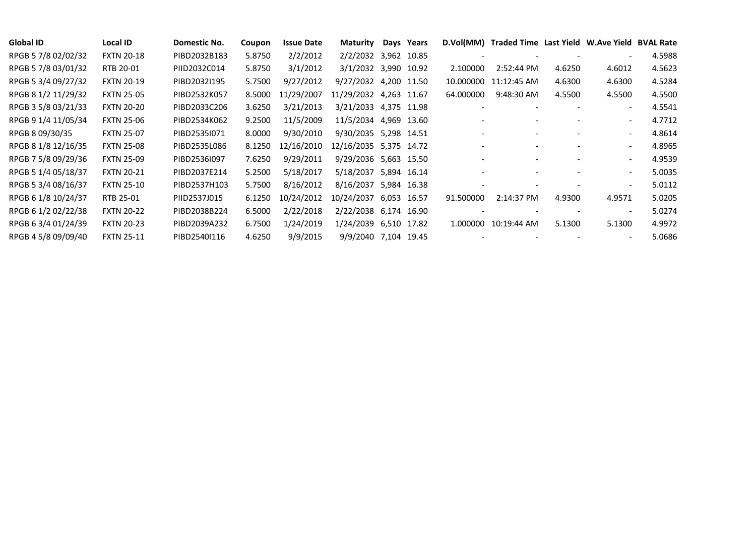| Global ID | Local ID | Domestic No. | Coupon | Issue Date | Maturity | Days | Years | D.Vol(MM) | Traded Time | Last Yield | W.Ave Yield | BVAL Rate |
|---|---|---|---|---|---|---|---|---|---|---|---|---|
| RPGB 5 7/8 02/02/32 | FXTN 20-18 | PIBD2032B183 | 5.8750 | 2/2/2012 | 2/2/2032 | 3,962 | 10.85 | - | - | - | - | 4.5988 |
| RPGB 5 7/8 03/01/32 | RTB 20-01 | PIID2032C014 | 5.8750 | 3/1/2012 | 3/1/2032 | 3,990 | 10.92 | 2.100000 | 2:52:44 PM | 4.6250 | 4.6012 | 4.5623 |
| RPGB 5 3/4 09/27/32 | FXTN 20-19 | PIBD2032I195 | 5.7500 | 9/27/2012 | 9/27/2032 | 4,200 | 11.50 | 10.000000 | 11:12:45 AM | 4.6300 | 4.6300 | 4.5284 |
| RPGB 8 1/2 11/29/32 | FXTN 25-05 | PIBD2532K057 | 8.5000 | 11/29/2007 | 11/29/2032 | 4,263 | 11.67 | 64.000000 | 9:48:30 AM | 4.5500 | 4.5500 | 4.5500 |
| RPGB 3 5/8 03/21/33 | FXTN 20-20 | PIBD2033C206 | 3.6250 | 3/21/2013 | 3/21/2033 | 4,375 | 11.98 | - | - | - | - | 4.5541 |
| RPGB 9 1/4 11/05/34 | FXTN 25-06 | PIBD2534K062 | 9.2500 | 11/5/2009 | 11/5/2034 | 4,969 | 13.60 | - | - | - | - | 4.7712 |
| RPGB 8 09/30/35 | FXTN 25-07 | PIBD2535I071 | 8.0000 | 9/30/2010 | 9/30/2035 | 5,298 | 14.51 | - | - | - | - | 4.8614 |
| RPGB 8 1/8 12/16/35 | FXTN 25-08 | PIBD2535L086 | 8.1250 | 12/16/2010 | 12/16/2035 | 5,375 | 14.72 | - | - | - | - | 4.8965 |
| RPGB 7 5/8 09/29/36 | FXTN 25-09 | PIBD2536I097 | 7.6250 | 9/29/2011 | 9/29/2036 | 5,663 | 15.50 | - | - | - | - | 4.9539 |
| RPGB 5 1/4 05/18/37 | FXTN 20-21 | PIBD2037E214 | 5.2500 | 5/18/2017 | 5/18/2037 | 5,894 | 16.14 | - | - | - | - | 5.0035 |
| RPGB 5 3/4 08/16/37 | FXTN 25-10 | PIBD2537H103 | 5.7500 | 8/16/2012 | 8/16/2037 | 5,984 | 16.38 | - | - | - | - | 5.0112 |
| RPGB 6 1/8 10/24/37 | RTB 25-01 | PIID2537J015 | 6.1250 | 10/24/2012 | 10/24/2037 | 6,053 | 16.57 | 91.500000 | 2:14:37 PM | 4.9300 | 4.9571 | 5.0205 |
| RPGB 6 1/2 02/22/38 | FXTN 20-22 | PIBD2038B224 | 6.5000 | 2/22/2018 | 2/22/2038 | 6,174 | 16.90 | - | - | - | - | 5.0274 |
| RPGB 6 3/4 01/24/39 | FXTN 20-23 | PIBD2039A232 | 6.7500 | 1/24/2019 | 1/24/2039 | 6,510 | 17.82 | 1.000000 | 10:19:44 AM | 5.1300 | 5.1300 | 4.9972 |
| RPGB 4 5/8 09/09/40 | FXTN 25-11 | PIBD2540I116 | 4.6250 | 9/9/2015 | 9/9/2040 | 7,104 | 19.45 | - | - | - | - | 5.0686 |